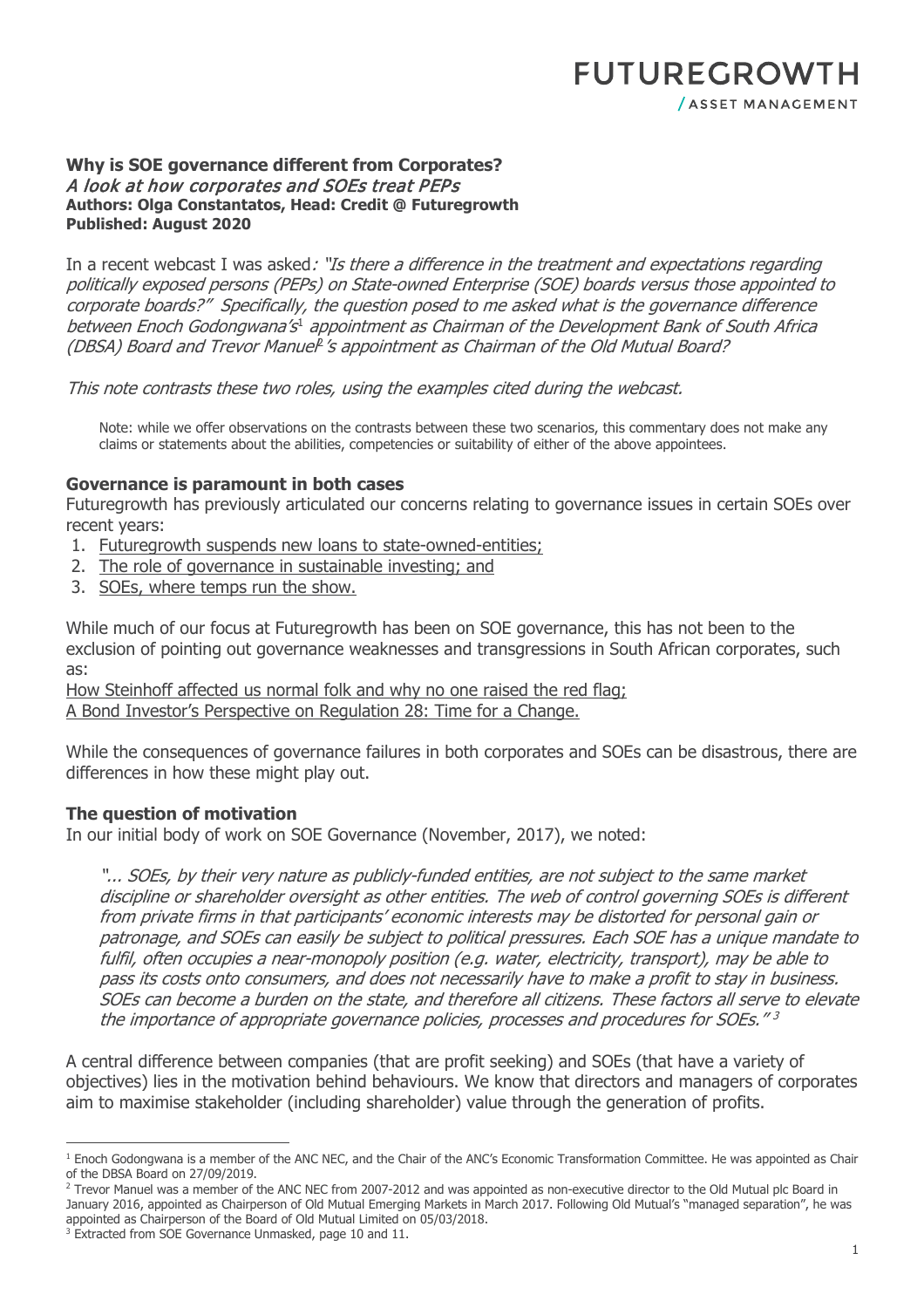FUTUREGROWTH
/ ASSET MANAGEMENT

**Why is SOE governance different from Corporates?**
*A look at how corporates and SOEs treat PEPs*
**Authors: Olga Constantatos, Head: Credit @ Futuregrowth**
**Published: August 2020**

In a recent webcast I was asked*: "Is there a difference in the treatment and expectations regarding politically exposed persons (PEPs) on State-owned Enterprise (SOE) boards versus those appointed to corporate boards?" Specifically, the question posed to me asked what is the governance difference between Enoch Godongwana's*[1] *appointment as Chairman of the Development Bank of South Africa (DBSA) Board and Trevor Manuel*[2]*'s appointment as Chairman of the Old Mutual Board?*

*This note contrasts these two roles, using the examples cited during the webcast.*

> Note: while we offer observations on the contrasts between these two scenarios, this commentary does not make any claims or statements about the abilities, competencies or suitability of either of the above appointees.

**Governance is paramount in both cases**

Futuregrowth has previously articulated our concerns relating to governance issues in certain SOEs over recent years:

1. Futuregrowth suspends new loans to state-owned-entities;
2. The role of governance in sustainable investing; and
3. SOEs, where temps run the show.

While much of our focus at Futuregrowth has been on SOE governance, this has not been to the exclusion of pointing out governance weaknesses and transgressions in South African corporates, such as:

How Steinhoff affected us normal folk and why no one raised the red flag;
A Bond Investor's Perspective on Regulation 28: Time for a Change.

While the consequences of governance failures in both corporates and SOEs can be disastrous, there are differences in how these might play out.

**The question of motivation**

In our initial body of work on SOE Governance (November, 2017), we noted:

> *"... SOEs, by their very nature as publicly-funded entities, are not subject to the same market discipline or shareholder oversight as other entities. The web of control governing SOEs is different from private firms in that participants' economic interests may be distorted for personal gain or patronage, and SOEs can easily be subject to political pressures. Each SOE has a unique mandate to fulfil, often occupies a near-monopoly position (e.g. water, electricity, transport), may be able to pass its costs onto consumers, and does not necessarily have to make a profit to stay in business. SOEs can become a burden on the state, and therefore all citizens. These factors all serve to elevate the importance of appropriate governance policies, processes and procedures for SOEs."* [3]

A central difference between companies (that are profit seeking) and SOEs (that have a variety of objectives) lies in the motivation behind behaviours. We know that directors and managers of corporates aim to maximise stakeholder (including shareholder) value through the generation of profits.

---

[1] Enoch Godongwana is a member of the ANC NEC, and the Chair of the ANC's Economic Transformation Committee. He was appointed as Chair of the DBSA Board on 27/09/2019.

[2] Trevor Manuel was a member of the ANC NEC from 2007-2012 and was appointed as non-executive director to the Old Mutual plc Board in January 2016, appointed as Chairperson of Old Mutual Emerging Markets in March 2017. Following Old Mutual's "managed separation", he was appointed as Chairperson of the Board of Old Mutual Limited on 05/03/2018.

[3] Extracted from SOE Governance Unmasked, page 10 and 11.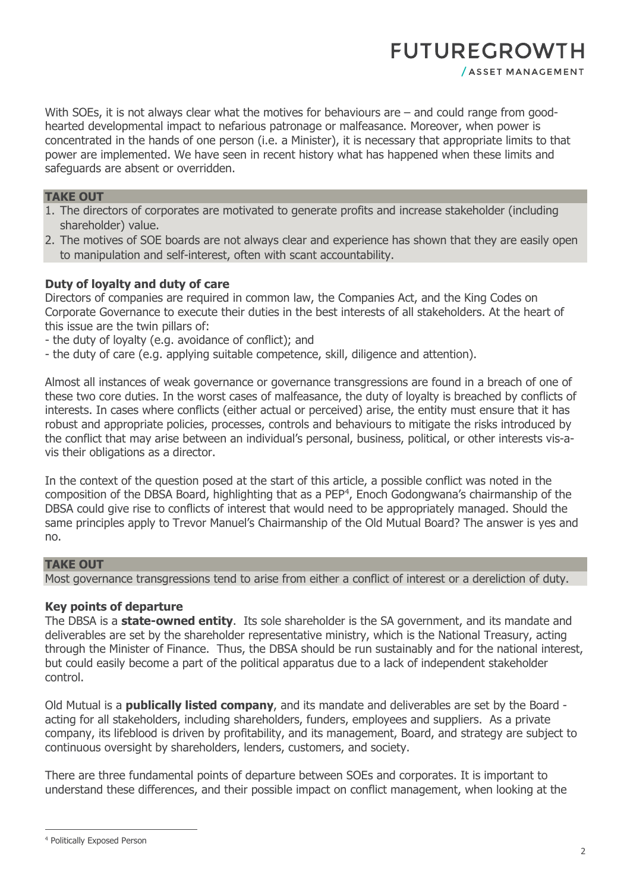With SOEs, it is not always clear what the motives for behaviours are – and could range from good-hearted developmental impact to nefarious patronage or malfeasance. Moreover, when power is concentrated in the hands of one person (i.e. a Minister), it is necessary that appropriate limits to that power are implemented. We have seen in recent history what has happened when these limits and safeguards are absent or overridden.

**TAKE OUT**

1. The directors of corporates are motivated to generate profits and increase stakeholder (including shareholder) value.
2. The motives of SOE boards are not always clear and experience has shown that they are easily open to manipulation and self-interest, often with scant accountability.

**Duty of loyalty and duty of care**

Directors of companies are required in common law, the Companies Act, and the King Codes on Corporate Governance to execute their duties in the best interests of all stakeholders. At the heart of this issue are the twin pillars of:

- the duty of loyalty (e.g. avoidance of conflict); and
- the duty of care (e.g. applying suitable competence, skill, diligence and attention).

Almost all instances of weak governance or governance transgressions are found in a breach of one of these two core duties. In the worst cases of malfeasance, the duty of loyalty is breached by conflicts of interests. In cases where conflicts (either actual or perceived) arise, the entity must ensure that it has robust and appropriate policies, processes, controls and behaviours to mitigate the risks introduced by the conflict that may arise between an individual's personal, business, political, or other interests vis-a-vis their obligations as a director.

In the context of the question posed at the start of this article, a possible conflict was noted in the composition of the DBSA Board, highlighting that as a PEP[4], Enoch Godongwana's chairmanship of the DBSA could give rise to conflicts of interest that would need to be appropriately managed. Should the same principles apply to Trevor Manuel's Chairmanship of the Old Mutual Board? The answer is yes and no.

**TAKE OUT**

Most governance transgressions tend to arise from either a conflict of interest or a dereliction of duty.

**Key points of departure**

The DBSA is a **state-owned entity**. Its sole shareholder is the SA government, and its mandate and deliverables are set by the shareholder representative ministry, which is the National Treasury, acting through the Minister of Finance. Thus, the DBSA should be run sustainably and for the national interest, but could easily become a part of the political apparatus due to a lack of independent stakeholder control.

Old Mutual is a **publically listed company**, and its mandate and deliverables are set by the Board - acting for all stakeholders, including shareholders, funders, employees and suppliers. As a private company, its lifeblood is driven by profitability, and its management, Board, and strategy are subject to continuous oversight by shareholders, lenders, customers, and society.

There are three fundamental points of departure between SOEs and corporates. It is important to understand these differences, and their possible impact on conflict management, when looking at the

[4] Politically Exposed Person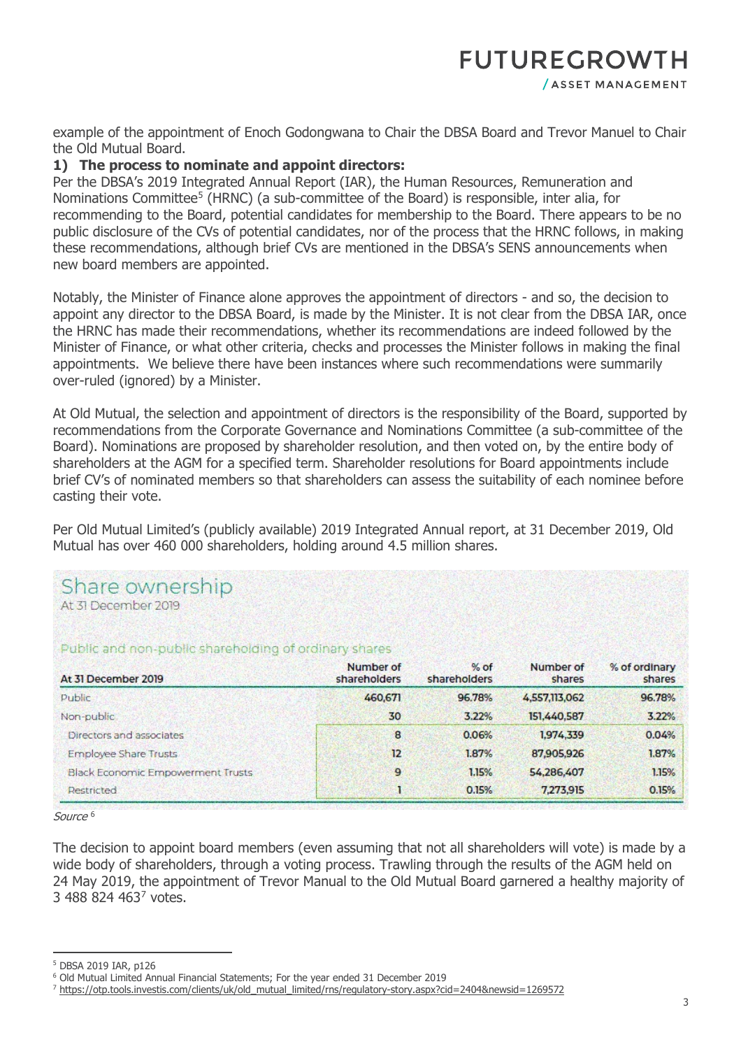example of the appointment of Enoch Godongwana to Chair the DBSA Board and Trevor Manuel to Chair the Old Mutual Board.

**1) The process to nominate and appoint directors:**

Per the DBSA's 2019 Integrated Annual Report (IAR), the Human Resources, Remuneration and Nominations Committee[5] (HRNC) (a sub-committee of the Board) is responsible, inter alia, for recommending to the Board, potential candidates for membership to the Board. There appears to be no public disclosure of the CVs of potential candidates, nor of the process that the HRNC follows, in making these recommendations, although brief CVs are mentioned in the DBSA's SENS announcements when new board members are appointed.

Notably, the Minister of Finance alone approves the appointment of directors - and so, the decision to appoint any director to the DBSA Board, is made by the Minister. It is not clear from the DBSA IAR, once the HRNC has made their recommendations, whether its recommendations are indeed followed by the Minister of Finance, or what other criteria, checks and processes the Minister follows in making the final appointments. We believe there have been instances where such recommendations were summarily over-ruled (ignored) by a Minister.

At Old Mutual, the selection and appointment of directors is the responsibility of the Board, supported by recommendations from the Corporate Governance and Nominations Committee (a sub-committee of the Board). Nominations are proposed by shareholder resolution, and then voted on, by the entire body of shareholders at the AGM for a specified term. Shareholder resolutions for Board appointments include brief CV's of nominated members so that shareholders can assess the suitability of each nominee before casting their vote.

Per Old Mutual Limited's (publicly available) 2019 Integrated Annual report, at 31 December 2019, Old Mutual has over 460 000 shareholders, holding around 4.5 million shares.

## Share ownership

At 31 December 2019

Public and non-public shareholding of ordinary shares

| At 31 December 2019 | Number of shareholders | % of shareholders | Number of shares | % of ordinary shares |
|---|---|---|---|---|
| Public | 460,671 | 96.78% | 4,557,113,062 | 96.78% |
| Non-public | 30 | 3.22% | 151,440,587 | 3.22% |
| Directors and associates | 8 | 0.06% | 1,974,339 | 0.04% |
| Employee Share Trusts | 12 | 1.87% | 87,905,926 | 1.87% |
| Black Economic Empowerment Trusts | 9 | 1.15% | 54,286,407 | 1.15% |
| Restricted | 1 | 0.15% | 7,273,915 | 0.15% |

*Source* [6]

The decision to appoint board members (even assuming that not all shareholders will vote) is made by a wide body of shareholders, through a voting process. Trawling through the results of the AGM held on 24 May 2019, the appointment of Trevor Manual to the Old Mutual Board garnered a healthy majority of 3 488 824 463[7] votes.

---

[5] DBSA 2019 IAR, p126

[6] Old Mutual Limited Annual Financial Statements; For the year ended 31 December 2019

[7] https://otp.tools.investis.com/clients/uk/old_mutual_limited/rns/regulatory-story.aspx?cid=2404&newsid=1269572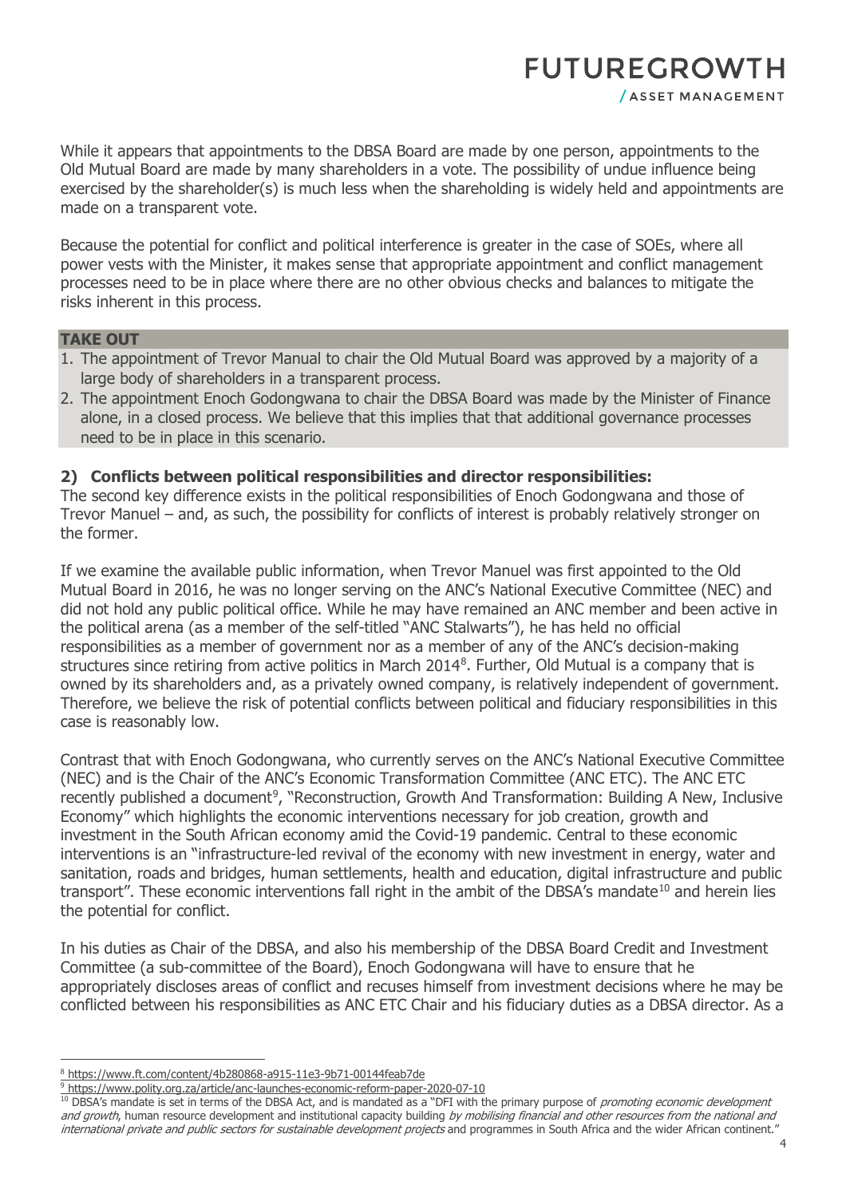While it appears that appointments to the DBSA Board are made by one person, appointments to the Old Mutual Board are made by many shareholders in a vote. The possibility of undue influence being exercised by the shareholder(s) is much less when the shareholding is widely held and appointments are made on a transparent vote.

Because the potential for conflict and political interference is greater in the case of SOEs, where all power vests with the Minister, it makes sense that appropriate appointment and conflict management processes need to be in place where there are no other obvious checks and balances to mitigate the risks inherent in this process.

**TAKE OUT**

1. The appointment of Trevor Manual to chair the Old Mutual Board was approved by a majority of a large body of shareholders in a transparent process.
2. The appointment Enoch Godongwana to chair the DBSA Board was made by the Minister of Finance alone, in a closed process. We believe that this implies that that additional governance processes need to be in place in this scenario.

### 2) Conflicts between political responsibilities and director responsibilities:

The second key difference exists in the political responsibilities of Enoch Godongwana and those of Trevor Manuel – and, as such, the possibility for conflicts of interest is probably relatively stronger on the former.

If we examine the available public information, when Trevor Manuel was first appointed to the Old Mutual Board in 2016, he was no longer serving on the ANC's National Executive Committee (NEC) and did not hold any public political office. While he may have remained an ANC member and been active in the political arena (as a member of the self-titled "ANC Stalwarts"), he has held no official responsibilities as a member of government nor as a member of any of the ANC's decision-making structures since retiring from active politics in March 2014[8]. Further, Old Mutual is a company that is owned by its shareholders and, as a privately owned company, is relatively independent of government. Therefore, we believe the risk of potential conflicts between political and fiduciary responsibilities in this case is reasonably low.

Contrast that with Enoch Godongwana, who currently serves on the ANC's National Executive Committee (NEC) and is the Chair of the ANC's Economic Transformation Committee (ANC ETC). The ANC ETC recently published a document[9], "Reconstruction, Growth And Transformation: Building A New, Inclusive Economy" which highlights the economic interventions necessary for job creation, growth and investment in the South African economy amid the Covid-19 pandemic. Central to these economic interventions is an "infrastructure-led revival of the economy with new investment in energy, water and sanitation, roads and bridges, human settlements, health and education, digital infrastructure and public transport". These economic interventions fall right in the ambit of the DBSA's mandate[10] and herein lies the potential for conflict.

In his duties as Chair of the DBSA, and also his membership of the DBSA Board Credit and Investment Committee (a sub-committee of the Board), Enoch Godongwana will have to ensure that he appropriately discloses areas of conflict and recuses himself from investment decisions where he may be conflicted between his responsibilities as ANC ETC Chair and his fiduciary duties as a DBSA director. As a

---

[8] https://www.ft.com/content/4b280868-a915-11e3-9b71-00144feab7de

[9] https://www.polity.org.za/article/anc-launches-economic-reform-paper-2020-07-10

[10] DBSA's mandate is set in terms of the DBSA Act, and is mandated as a "DFI with the primary purpose of *promoting economic development and growth*, human resource development and institutional capacity building *by mobilising financial and other resources from the national and international private and public sectors for sustainable development projects* and programmes in South Africa and the wider African continent."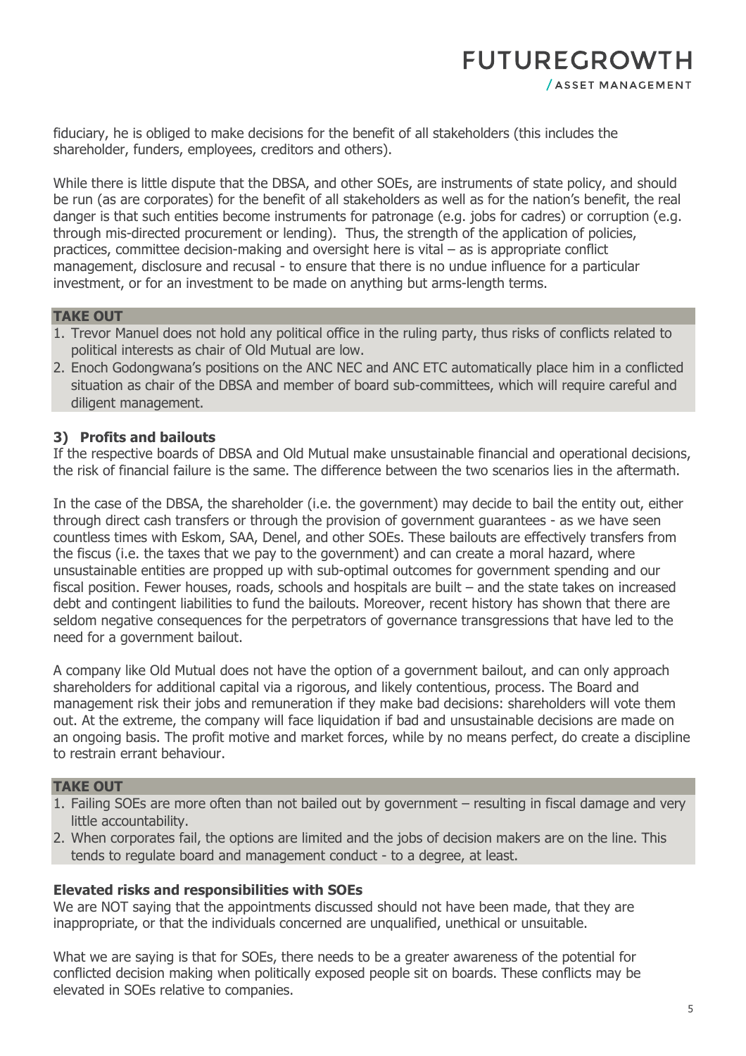fiduciary, he is obliged to make decisions for the benefit of all stakeholders (this includes the shareholder, funders, employees, creditors and others).

While there is little dispute that the DBSA, and other SOEs, are instruments of state policy, and should be run (as are corporates) for the benefit of all stakeholders as well as for the nation's benefit, the real danger is that such entities become instruments for patronage (e.g. jobs for cadres) or corruption (e.g. through mis-directed procurement or lending). Thus, the strength of the application of policies, practices, committee decision-making and oversight here is vital – as is appropriate conflict management, disclosure and recusal - to ensure that there is no undue influence for a particular investment, or for an investment to be made on anything but arms-length terms.

**TAKE OUT**

1. Trevor Manuel does not hold any political office in the ruling party, thus risks of conflicts related to political interests as chair of Old Mutual are low.
2. Enoch Godongwana's positions on the ANC NEC and ANC ETC automatically place him in a conflicted situation as chair of the DBSA and member of board sub-committees, which will require careful and diligent management.

### 3) Profits and bailouts

If the respective boards of DBSA and Old Mutual make unsustainable financial and operational decisions, the risk of financial failure is the same. The difference between the two scenarios lies in the aftermath.

In the case of the DBSA, the shareholder (i.e. the government) may decide to bail the entity out, either through direct cash transfers or through the provision of government guarantees - as we have seen countless times with Eskom, SAA, Denel, and other SOEs. These bailouts are effectively transfers from the fiscus (i.e. the taxes that we pay to the government) and can create a moral hazard, where unsustainable entities are propped up with sub-optimal outcomes for government spending and our fiscal position. Fewer houses, roads, schools and hospitals are built – and the state takes on increased debt and contingent liabilities to fund the bailouts. Moreover, recent history has shown that there are seldom negative consequences for the perpetrators of governance transgressions that have led to the need for a government bailout.

A company like Old Mutual does not have the option of a government bailout, and can only approach shareholders for additional capital via a rigorous, and likely contentious, process. The Board and management risk their jobs and remuneration if they make bad decisions: shareholders will vote them out. At the extreme, the company will face liquidation if bad and unsustainable decisions are made on an ongoing basis. The profit motive and market forces, while by no means perfect, do create a discipline to restrain errant behaviour.

**TAKE OUT**

1. Failing SOEs are more often than not bailed out by government – resulting in fiscal damage and very little accountability.
2. When corporates fail, the options are limited and the jobs of decision makers are on the line. This tends to regulate board and management conduct - to a degree, at least.

### Elevated risks and responsibilities with SOEs

We are NOT saying that the appointments discussed should not have been made, that they are inappropriate, or that the individuals concerned are unqualified, unethical or unsuitable.

What we are saying is that for SOEs, there needs to be a greater awareness of the potential for conflicted decision making when politically exposed people sit on boards. These conflicts may be elevated in SOEs relative to companies.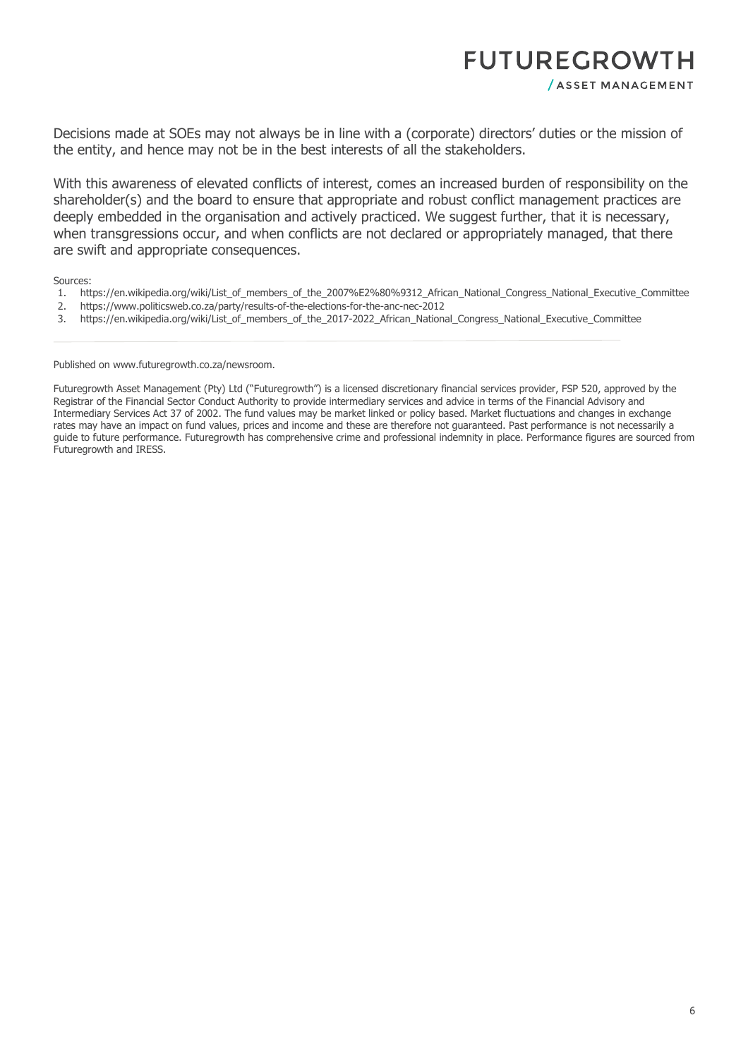Decisions made at SOEs may not always be in line with a (corporate) directors' duties or the mission of the entity, and hence may not be in the best interests of all the stakeholders.

With this awareness of elevated conflicts of interest, comes an increased burden of responsibility on the shareholder(s) and the board to ensure that appropriate and robust conflict management practices are deeply embedded in the organisation and actively practiced. We suggest further, that it is necessary, when transgressions occur, and when conflicts are not declared or appropriately managed, that there are swift and appropriate consequences.

Sources:

1. https://en.wikipedia.org/wiki/List_of_members_of_the_2007%E2%80%9312_African_National_Congress_National_Executive_Committee
2. https://www.politicsweb.co.za/party/results-of-the-elections-for-the-anc-nec-2012
3. https://en.wikipedia.org/wiki/List_of_members_of_the_2017-2022_African_National_Congress_National_Executive_Committee

---

Published on www.futuregrowth.co.za/newsroom.

Futuregrowth Asset Management (Pty) Ltd ("Futuregrowth") is a licensed discretionary financial services provider, FSP 520, approved by the Registrar of the Financial Sector Conduct Authority to provide intermediary services and advice in terms of the Financial Advisory and Intermediary Services Act 37 of 2002. The fund values may be market linked or policy based. Market fluctuations and changes in exchange rates may have an impact on fund values, prices and income and these are therefore not guaranteed. Past performance is not necessarily a guide to future performance. Futuregrowth has comprehensive crime and professional indemnity in place. Performance figures are sourced from Futuregrowth and IRESS.